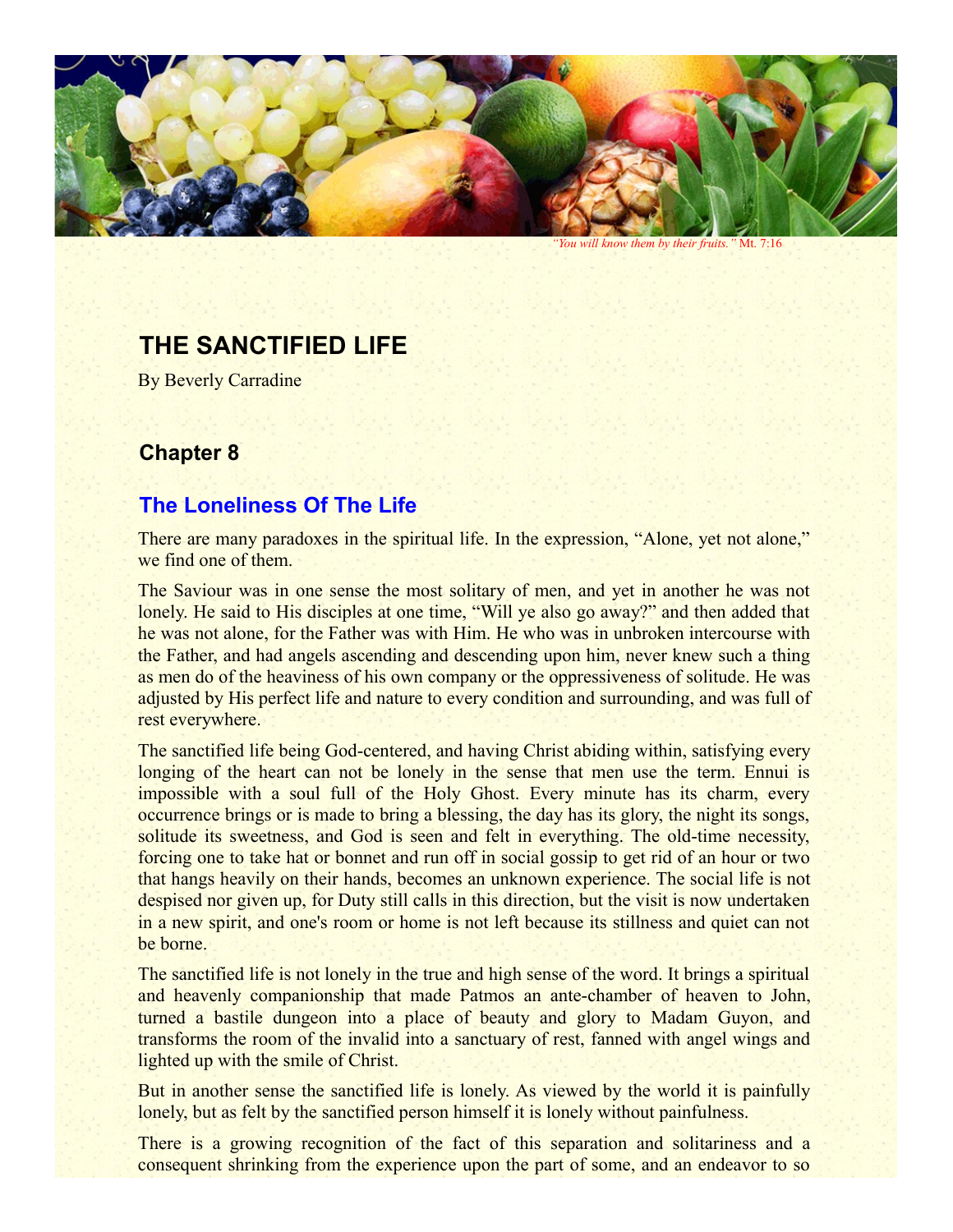*"You will know them by their fruits."* Mt. 7:16

# THE SANCTIFIED LIFE

By Beverly Carradine

## Chapter 8

## The Loneliness Of The Life

There are many paradoxes in the spiritual life. In the expression, "Alone, yet not alone," we find one of them.

The Saviour was in one sense the most solitary of men, and yet in another he was not lonely. He said to His disciples at one time, "Will ye also go away?" and then added that he was not alone, for the Father was with Him. He who was in unbroken intercourse with the Father, and had angels ascending and descending upon him, never knew such a thing as men do of the heaviness of his own company or the oppressiveness of solitude. He was adjusted by His perfect life and nature to every condition and surrounding, and was full of rest everywhere.

The sanctified life being God-centered, and having Christ abiding within, satisfying every longing of the heart can not be lonely in the sense that men use the term. Ennui is impossible with a soul full of the Holy Ghost. Every minute has its charm, every occurrence brings or is made to bring a blessing, the day has its glory, the night its songs, solitude its sweetness, and God is seen and felt in everything. The old-time necessity, forcing one to take hat or bonnet and run off in social gossip to get rid of an hour or two that hangs heavily on their hands, becomes an unknown experience. The social life is not despised nor given up, for Duty still calls in this direction, but the visit is now undertaken in a new spirit, and one's room or home is not left because its stillness and quiet can not be borne.

The sanctified life is not lonely in the true and high sense of the word. It brings a spiritual and heavenly companionship that made Patmos an ante-chamber of heaven to John, turned a bastile dungeon into a place of beauty and glory to Madam Guyon, and transforms the room of the invalid into a sanctuary of rest, fanned with angel wings and lighted up with the smile of Christ.

But in another sense the sanctified life is lonely. As viewed by the world it is painfully lonely, but as felt by the sanctified person himself it is lonely without painfulness.

There is a growing recognition of the fact of this separation and solitariness and a consequent shrinking from the experience upon the part of some, and an endeavor to so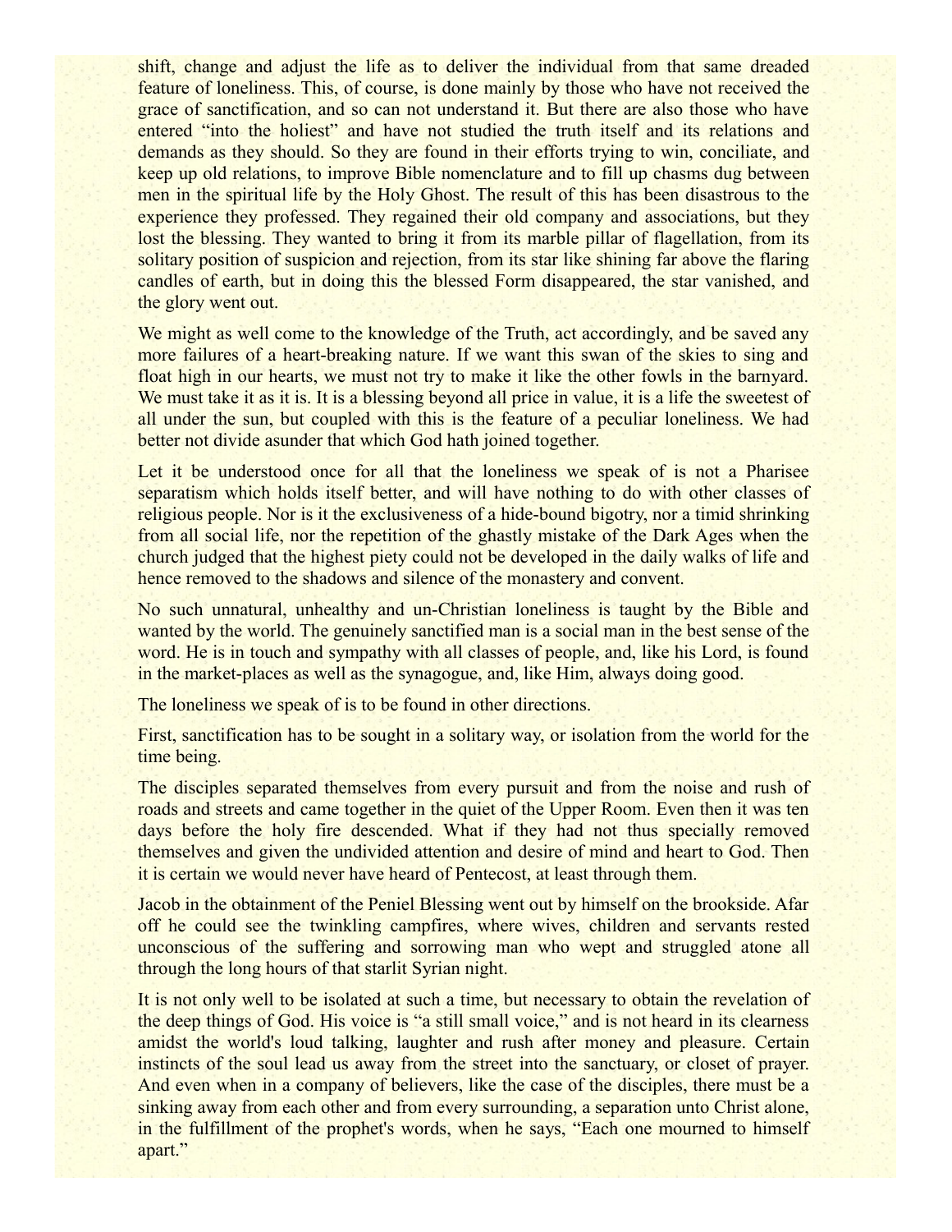shift, change and adjust the life as to deliver the individual from that same dreaded feature of loneliness. This, of course, is done mainly by those who have not received the grace of sanctification, and so can not understand it. But there are also those who have entered "into the holiest" and have not studied the truth itself and its relations and demands as they should. So they are found in their efforts trying to win, conciliate, and keep up old relations, to improve Bible nomenclature and to fill up chasms dug between men in the spiritual life by the Holy Ghost. The result of this has been disastrous to the experience they professed. They regained their old company and associations, but they lost the blessing. They wanted to bring it from its marble pillar of flagellation, from its solitary position of suspicion and rejection, from its star like shining far above the flaring candles of earth, but in doing this the blessed Form disappeared, the star vanished, and the glory went out.

We might as well come to the knowledge of the Truth, act accordingly, and be saved any more failures of a heart-breaking nature. If we want this swan of the skies to sing and float high in our hearts, we must not try to make it like the other fowls in the barnyard. We must take it as it is. It is a blessing beyond all price in value, it is a life the sweetest of all under the sun, but coupled with this is the feature of a peculiar loneliness. We had better not divide asunder that which God hath joined together.

Let it be understood once for all that the loneliness we speak of is not a Pharisee separatism which holds itself better, and will have nothing to do with other classes of religious people. Nor is it the exclusiveness of a hide-bound bigotry, nor a timid shrinking from all social life, nor the repetition of the ghastly mistake of the Dark Ages when the church judged that the highest piety could not be developed in the daily walks of life and hence removed to the shadows and silence of the monastery and convent.

No such unnatural, unhealthy and un-Christian loneliness is taught by the Bible and wanted by the world. The genuinely sanctified man is a social man in the best sense of the word. He is in touch and sympathy with all classes of people, and, like his Lord, is found in the market-places as well as the synagogue, and, like Him, always doing good.

The loneliness we speak of is to be found in other directions.

First, sanctification has to be sought in a solitary way, or isolation from the world for the time being.

The disciples separated themselves from every pursuit and from the noise and rush of roads and streets and came together in the quiet of the Upper Room. Even then it was ten days before the holy fire descended. What if they had not thus specially removed themselves and given the undivided attention and desire of mind and heart to God. Then it is certain we would never have heard of Pentecost, at least through them.

Jacob in the obtainment of the Peniel Blessing went out by himself on the brookside. Afar off he could see the twinkling campfires, where wives, children and servants rested unconscious of the suffering and sorrowing man who wept and struggled atone all through the long hours of that starlit Syrian night.

It is not only well to be isolated at such a time, but necessary to obtain the revelation of the deep things of God. His voice is "a still small voice," and is not heard in its clearness amidst the world's loud talking, laughter and rush after money and pleasure. Certain instincts of the soul lead us away from the street into the sanctuary, or closet of prayer. And even when in a company of believers, like the case of the disciples, there must be a sinking away from each other and from every surrounding, a separation unto Christ alone, in the fulfillment of the prophet's words, when he says, "Each one mourned to himself apart."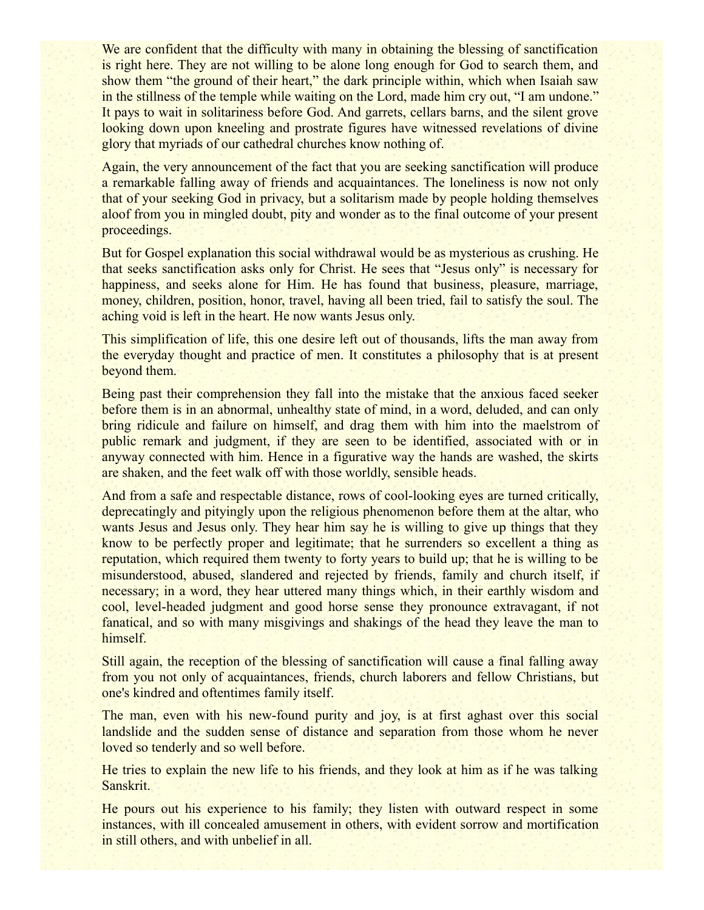We are confident that the difficulty with many in obtaining the blessing of sanctification is right here. They are not willing to be alone long enough for God to search them, and show them "the ground of their heart," the dark principle within, which when Isaiah saw in the stillness of the temple while waiting on the Lord, made him cry out, "I am undone." It pays to wait in solitariness before God. And garrets, cellars barns, and the silent grove looking down upon kneeling and prostrate figures have witnessed revelations of divine glory that myriads of our cathedral churches know nothing of.

Again, the very announcement of the fact that you are seeking sanctification will produce a remarkable falling away of friends and acquaintances. The loneliness is now not only that of your seeking God in privacy, but a solitarism made by people holding themselves aloof from you in mingled doubt, pity and wonder as to the final outcome of your present proceedings.

But for Gospel explanation this social withdrawal would be as mysterious as crushing. He that seeks sanctification asks only for Christ. He sees that "Jesus only" is necessary for happiness, and seeks alone for Him. He has found that business, pleasure, marriage, money, children, position, honor, travel, having all been tried, fail to satisfy the soul. The aching void is left in the heart. He now wants Jesus only.

This simplification of life, this one desire left out of thousands, lifts the man away from the everyday thought and practice of men. It constitutes a philosophy that is at present beyond them.

Being past their comprehension they fall into the mistake that the anxious faced seeker before them is in an abnormal, unhealthy state of mind, in a word, deluded, and can only bring ridicule and failure on himself, and drag them with him into the maelstrom of public remark and judgment, if they are seen to be identified, associated with or in anyway connected with him. Hence in a figurative way the hands are washed, the skirts are shaken, and the feet walk off with those worldly, sensible heads.

And from a safe and respectable distance, rows of cool-looking eyes are turned critically, deprecatingly and pityingly upon the religious phenomenon before them at the altar, who wants Jesus and Jesus only. They hear him say he is willing to give up things that they know to be perfectly proper and legitimate; that he surrenders so excellent a thing as reputation, which required them twenty to forty years to build up; that he is willing to be misunderstood, abused, slandered and rejected by friends, family and church itself, if necessary; in a word, they hear uttered many things which, in their earthly wisdom and cool, level-headed judgment and good horse sense they pronounce extravagant, if not fanatical, and so with many misgivings and shakings of the head they leave the man to himself.

Still again, the reception of the blessing of sanctification will cause a final falling away from you not only of acquaintances, friends, church laborers and fellow Christians, but one's kindred and oftentimes family itself.

The man, even with his new-found purity and joy, is at first aghast over this social landslide and the sudden sense of distance and separation from those whom he never loved so tenderly and so well before.

He tries to explain the new life to his friends, and they look at him as if he was talking Sanskrit.

He pours out his experience to his family; they listen with outward respect in some instances, with ill concealed amusement in others, with evident sorrow and mortification in still others, and with unbelief in all.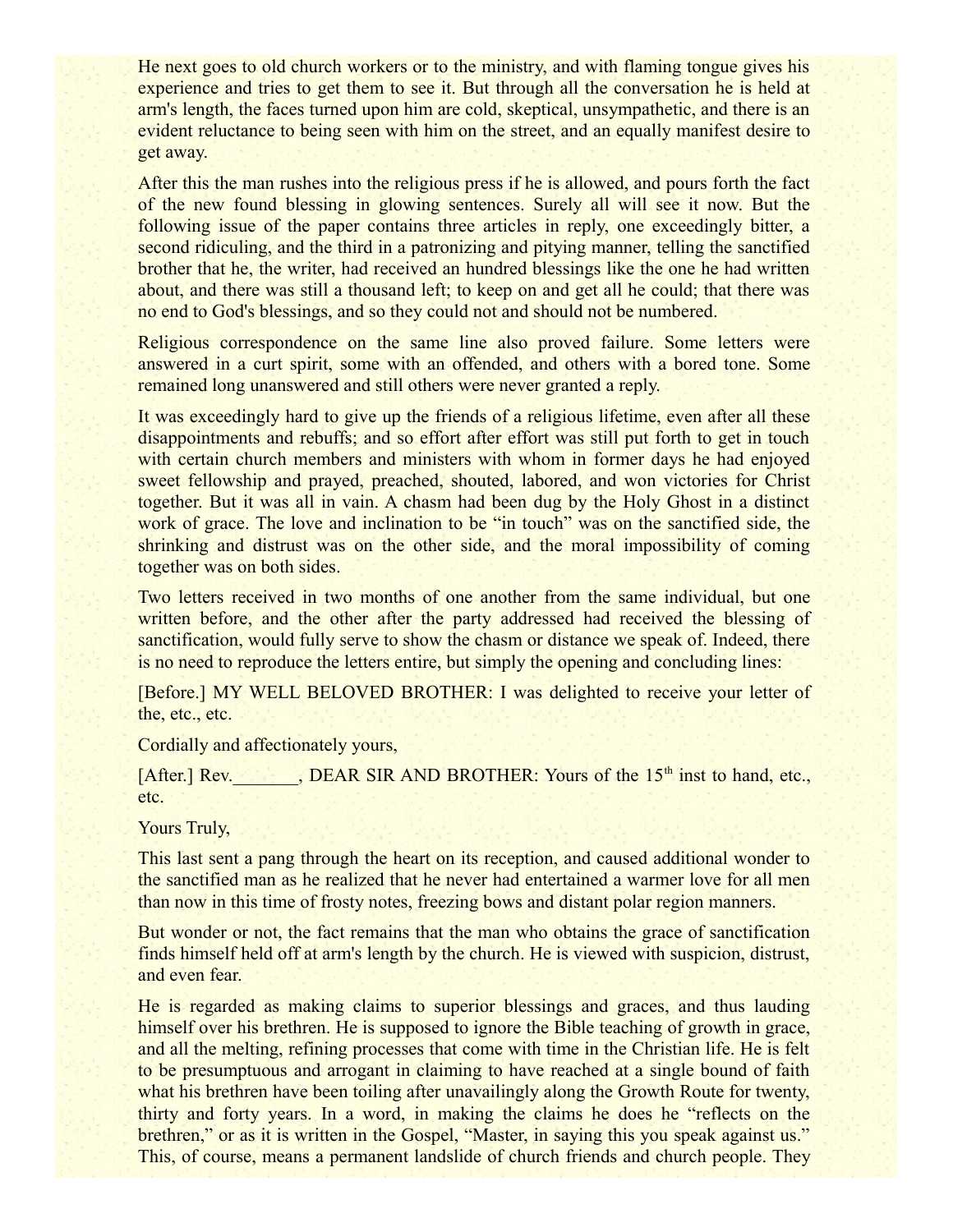He next goes to old church workers or to the ministry, and with flaming tongue gives his experience and tries to get them to see it. But through all the conversation he is held at arm's length, the faces turned upon him are cold, skeptical, unsympathetic, and there is an evident reluctance to being seen with him on the street, and an equally manifest desire to get away.

After this the man rushes into the religious press if he is allowed, and pours forth the fact of the new found blessing in glowing sentences. Surely all will see it now. But the following issue of the paper contains three articles in reply, one exceedingly bitter, a second ridiculing, and the third in a patronizing and pitying manner, telling the sanctified brother that he, the writer, had received an hundred blessings like the one he had written about, and there was still a thousand left; to keep on and get all he could; that there was no end to God's blessings, and so they could not and should not be numbered.

Religious correspondence on the same line also proved failure. Some letters were answered in a curt spirit, some with an offended, and others with a bored tone. Some remained long unanswered and still others were never granted a reply.

It was exceedingly hard to give up the friends of a religious lifetime, even after all these disappointments and rebuffs; and so effort after effort was still put forth to get in touch with certain church members and ministers with whom in former days he had enjoyed sweet fellowship and prayed, preached, shouted, labored, and won victories for Christ together. But it was all in vain. A chasm had been dug by the Holy Ghost in a distinct work of grace. The love and inclination to be "in touch" was on the sanctified side, the shrinking and distrust was on the other side, and the moral impossibility of coming together was on both sides.

Two letters received in two months of one another from the same individual, but one written before, and the other after the party addressed had received the blessing of sanctification, would fully serve to show the chasm or distance we speak of. Indeed, there is no need to reproduce the letters entire, but simply the opening and concluding lines:

[Before.] MY WELL BELOVED BROTHER: I was delighted to receive your letter of the, etc., etc.

Cordially and affectionately yours,

[After.] Rev._______, DEAR SIR AND BROTHER: Yours of the 15th inst to hand, etc., etc.

Yours Truly,

This last sent a pang through the heart on its reception, and caused additional wonder to the sanctified man as he realized that he never had entertained a warmer love for all men than now in this time of frosty notes, freezing bows and distant polar region manners.

But wonder or not, the fact remains that the man who obtains the grace of sanctification finds himself held off at arm's length by the church. He is viewed with suspicion, distrust, and even fear.

He is regarded as making claims to superior blessings and graces, and thus lauding himself over his brethren. He is supposed to ignore the Bible teaching of growth in grace, and all the melting, refining processes that come with time in the Christian life. He is felt to be presumptuous and arrogant in claiming to have reached at a single bound of faith what his brethren have been toiling after unavailingly along the Growth Route for twenty, thirty and forty years. In a word, in making the claims he does he "reflects on the brethren," or as it is written in the Gospel, "Master, in saying this you speak against us." This, of course, means a permanent landslide of church friends and church people. They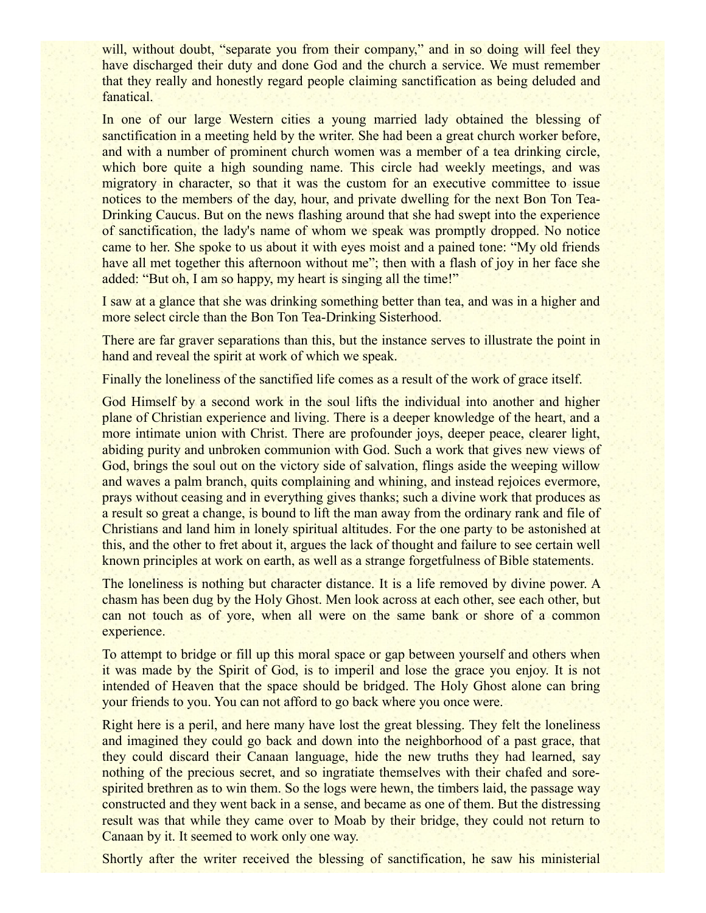will, without doubt, "separate you from their company," and in so doing will feel they have discharged their duty and done God and the church a service. We must remember that they really and honestly regard people claiming sanctification as being deluded and fanatical.

In one of our large Western cities a young married lady obtained the blessing of sanctification in a meeting held by the writer. She had been a great church worker before, and with a number of prominent church women was a member of a tea drinking circle, which bore quite a high sounding name. This circle had weekly meetings, and was migratory in character, so that it was the custom for an executive committee to issue notices to the members of the day, hour, and private dwelling for the next Bon Ton Tea-Drinking Caucus. But on the news flashing around that she had swept into the experience of sanctification, the lady's name of whom we speak was promptly dropped. No notice came to her. She spoke to us about it with eyes moist and a pained tone: "My old friends have all met together this afternoon without me"; then with a flash of joy in her face she added: "But oh, I am so happy, my heart is singing all the time!"

I saw at a glance that she was drinking something better than tea, and was in a higher and more select circle than the Bon Ton Tea-Drinking Sisterhood.

There are far graver separations than this, but the instance serves to illustrate the point in hand and reveal the spirit at work of which we speak.

Finally the loneliness of the sanctified life comes as a result of the work of grace itself.

God Himself by a second work in the soul lifts the individual into another and higher plane of Christian experience and living. There is a deeper knowledge of the heart, and a more intimate union with Christ. There are profounder joys, deeper peace, clearer light, abiding purity and unbroken communion with God. Such a work that gives new views of God, brings the soul out on the victory side of salvation, flings aside the weeping willow and waves a palm branch, quits complaining and whining, and instead rejoices evermore, prays without ceasing and in everything gives thanks; such a divine work that produces as a result so great a change, is bound to lift the man away from the ordinary rank and file of Christians and land him in lonely spiritual altitudes. For the one party to be astonished at this, and the other to fret about it, argues the lack of thought and failure to see certain well known principles at work on earth, as well as a strange forgetfulness of Bible statements.

The loneliness is nothing but character distance. It is a life removed by divine power. A chasm has been dug by the Holy Ghost. Men look across at each other, see each other, but can not touch as of yore, when all were on the same bank or shore of a common experience.

To attempt to bridge or fill up this moral space or gap between yourself and others when it was made by the Spirit of God, is to imperil and lose the grace you enjoy. It is not intended of Heaven that the space should be bridged. The Holy Ghost alone can bring your friends to you. You can not afford to go back where you once were.

Right here is a peril, and here many have lost the great blessing. They felt the loneliness and imagined they could go back and down into the neighborhood of a past grace, that they could discard their Canaan language, hide the new truths they had learned, say nothing of the precious secret, and so ingratiate themselves with their chafed and sore-spirited brethren as to win them. So the logs were hewn, the timbers laid, the passage way constructed and they went back in a sense, and became as one of them. But the distressing result was that while they came over to Moab by their bridge, they could not return to Canaan by it. It seemed to work only one way.

Shortly after the writer received the blessing of sanctification, he saw his ministerial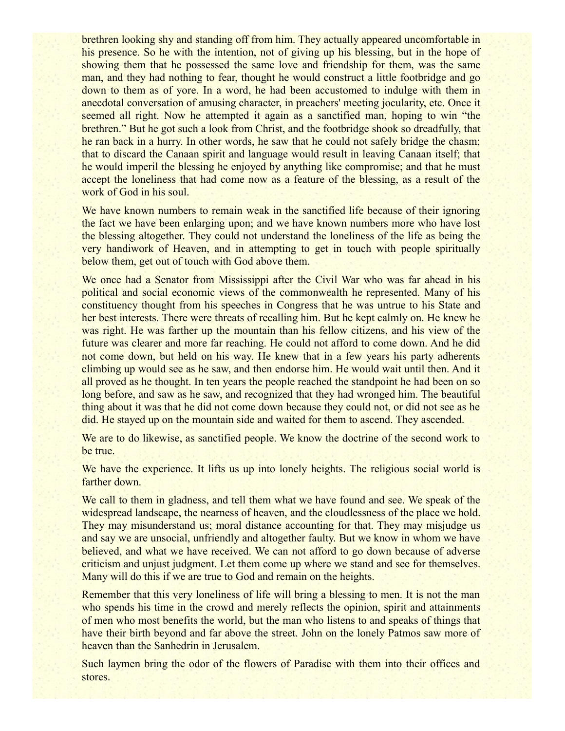brethren looking shy and standing off from him. They actually appeared uncomfortable in his presence. So he with the intention, not of giving up his blessing, but in the hope of showing them that he possessed the same love and friendship for them, was the same man, and they had nothing to fear, thought he would construct a little footbridge and go down to them as of yore. In a word, he had been accustomed to indulge with them in anecdotal conversation of amusing character, in preachers' meeting jocularity, etc. Once it seemed all right. Now he attempted it again as a sanctified man, hoping to win "the brethren." But he got such a look from Christ, and the footbridge shook so dreadfully, that he ran back in a hurry. In other words, he saw that he could not safely bridge the chasm; that to discard the Canaan spirit and language would result in leaving Canaan itself; that he would imperil the blessing he enjoyed by anything like compromise; and that he must accept the loneliness that had come now as a feature of the blessing, as a result of the work of God in his soul.

We have known numbers to remain weak in the sanctified life because of their ignoring the fact we have been enlarging upon; and we have known numbers more who have lost the blessing altogether. They could not understand the loneliness of the life as being the very handiwork of Heaven, and in attempting to get in touch with people spiritually below them, get out of touch with God above them.

We once had a Senator from Mississippi after the Civil War who was far ahead in his political and social economic views of the commonwealth he represented. Many of his constituency thought from his speeches in Congress that he was untrue to his State and her best interests. There were threats of recalling him. But he kept calmly on. He knew he was right. He was farther up the mountain than his fellow citizens, and his view of the future was clearer and more far reaching. He could not afford to come down. And he did not come down, but held on his way. He knew that in a few years his party adherents climbing up would see as he saw, and then endorse him. He would wait until then. And it all proved as he thought. In ten years the people reached the standpoint he had been on so long before, and saw as he saw, and recognized that they had wronged him. The beautiful thing about it was that he did not come down because they could not, or did not see as he did. He stayed up on the mountain side and waited for them to ascend. They ascended.

We are to do likewise, as sanctified people. We know the doctrine of the second work to be true.

We have the experience. It lifts us up into lonely heights. The religious social world is farther down.

We call to them in gladness, and tell them what we have found and see. We speak of the widespread landscape, the nearness of heaven, and the cloudlessness of the place we hold. They may misunderstand us; moral distance accounting for that. They may misjudge us and say we are unsocial, unfriendly and altogether faulty. But we know in whom we have believed, and what we have received. We can not afford to go down because of adverse criticism and unjust judgment. Let them come up where we stand and see for themselves. Many will do this if we are true to God and remain on the heights.

Remember that this very loneliness of life will bring a blessing to men. It is not the man who spends his time in the crowd and merely reflects the opinion, spirit and attainments of men who most benefits the world, but the man who listens to and speaks of things that have their birth beyond and far above the street. John on the lonely Patmos saw more of heaven than the Sanhedrin in Jerusalem.

Such laymen bring the odor of the flowers of Paradise with them into their offices and stores.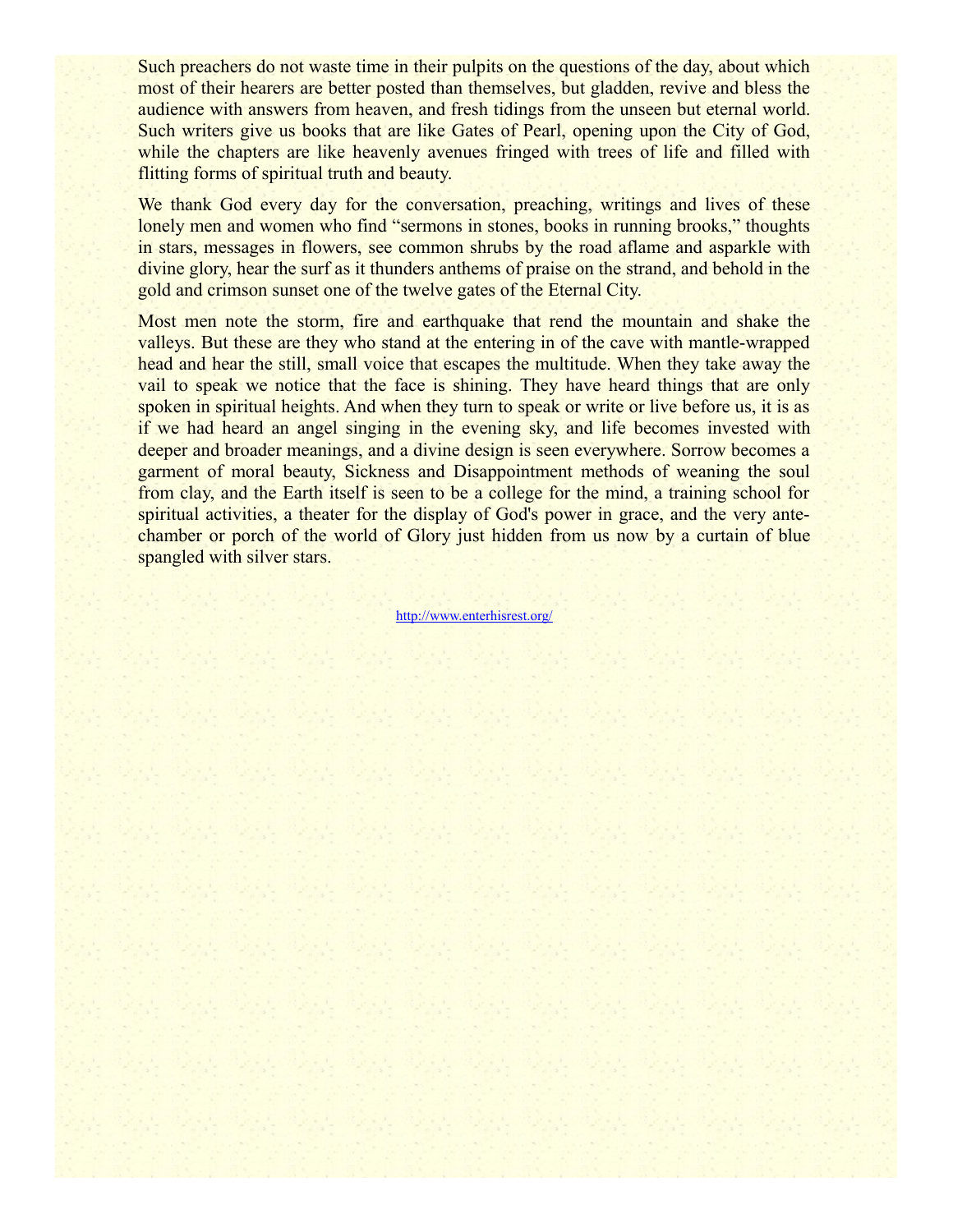Such preachers do not waste time in their pulpits on the questions of the day, about which most of their hearers are better posted than themselves, but gladden, revive and bless the audience with answers from heaven, and fresh tidings from the unseen but eternal world. Such writers give us books that are like Gates of Pearl, opening upon the City of God, while the chapters are like heavenly avenues fringed with trees of life and filled with flitting forms of spiritual truth and beauty.

We thank God every day for the conversation, preaching, writings and lives of these lonely men and women who find "sermons in stones, books in running brooks," thoughts in stars, messages in flowers, see common shrubs by the road aflame and asparkle with divine glory, hear the surf as it thunders anthems of praise on the strand, and behold in the gold and crimson sunset one of the twelve gates of the Eternal City.

Most men note the storm, fire and earthquake that rend the mountain and shake the valleys. But these are they who stand at the entering in of the cave with mantle-wrapped head and hear the still, small voice that escapes the multitude. When they take away the vail to speak we notice that the face is shining. They have heard things that are only spoken in spiritual heights. And when they turn to speak or write or live before us, it is as if we had heard an angel singing in the evening sky, and life becomes invested with deeper and broader meanings, and a divine design is seen everywhere. Sorrow becomes a garment of moral beauty, Sickness and Disappointment methods of weaning the soul from clay, and the Earth itself is seen to be a college for the mind, a training school for spiritual activities, a theater for the display of God's power in grace, and the very ante-chamber or porch of the world of Glory just hidden from us now by a curtain of blue spangled with silver stars.

http://www.enterhisrest.org/